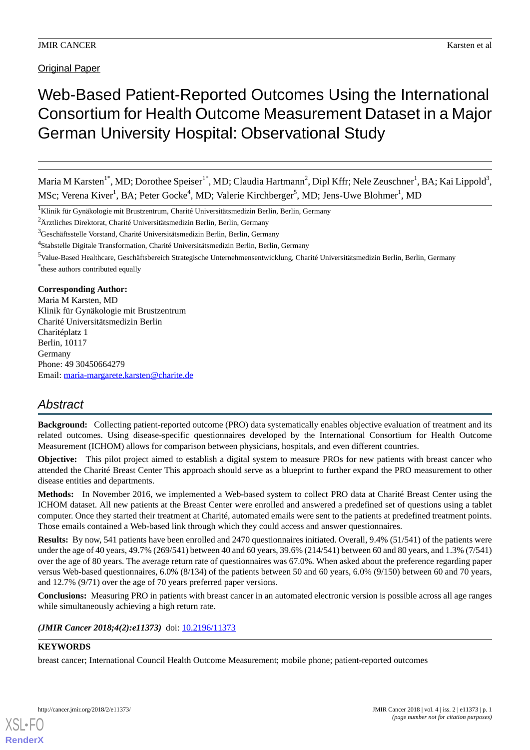Original Paper

# Web-Based Patient-Reported Outcomes Using the International Consortium for Health Outcome Measurement Dataset in a Major German University Hospital: Observational Study

Maria M Karsten[1*], MD; Dorothee Speiser[1*], MD; Claudia Hartmann[2], Dipl Kffr; Nele Zeuschner[1], BA; Kai Lippold[3], MSc; Verena Kiver[1], BA; Peter Gocke[4], MD; Valerie Kirchberger[5], MD; Jens-Uwe Blohmer[1], MD

[1]Klinik für Gynäkologie mit Brustzentrum, Charité Universitätsmedizin Berlin, Berlin, Germany

[2]Ärztliches Direktorat, Charité Universitätsmedizin Berlin, Berlin, Germany

[3]Geschäftsstelle Vorstand, Charité Universitätsmedizin Berlin, Berlin, Germany

[4]Stabstelle Digitale Transformation, Charité Universitätsmedizin Berlin, Berlin, Germany

[5]Value-Based Healthcare, Geschäftsbereich Strategische Unternehmensentwicklung, Charité Universitätsmedizin Berlin, Berlin, Germany

[*]these authors contributed equally

**Corresponding Author:**
Maria M Karsten, MD
Klinik für Gynäkologie mit Brustzentrum
Charité Universitätsmedizin Berlin
Charitéplatz 1
Berlin, 10117
Germany
Phone: 49 30450664279
Email: maria-margarete.karsten@charite.de

## Abstract

**Background:** Collecting patient-reported outcome (PRO) data systematically enables objective evaluation of treatment and its related outcomes. Using disease-specific questionnaires developed by the International Consortium for Health Outcome Measurement (ICHOM) allows for comparison between physicians, hospitals, and even different countries.

**Objective:** This pilot project aimed to establish a digital system to measure PROs for new patients with breast cancer who attended the Charité Breast Center This approach should serve as a blueprint to further expand the PRO measurement to other disease entities and departments.

**Methods:** In November 2016, we implemented a Web-based system to collect PRO data at Charité Breast Center using the ICHOM dataset. All new patients at the Breast Center were enrolled and answered a predefined set of questions using a tablet computer. Once they started their treatment at Charité, automated emails were sent to the patients at predefined treatment points. Those emails contained a Web-based link through which they could access and answer questionnaires.

**Results:** By now, 541 patients have been enrolled and 2470 questionnaires initiated. Overall, 9.4% (51/541) of the patients were under the age of 40 years, 49.7% (269/541) between 40 and 60 years, 39.6% (214/541) between 60 and 80 years, and 1.3% (7/541) over the age of 80 years. The average return rate of questionnaires was 67.0%. When asked about the preference regarding paper versus Web-based questionnaires, 6.0% (8/134) of the patients between 50 and 60 years, 6.0% (9/150) between 60 and 70 years, and 12.7% (9/71) over the age of 70 years preferred paper versions.

**Conclusions:** Measuring PRO in patients with breast cancer in an automated electronic version is possible across all age ranges while simultaneously achieving a high return rate.

***(JMIR Cancer 2018;4(2):e11373)*** doi: 10.2196/11373

**KEYWORDS**

breast cancer; International Council Health Outcome Measurement; mobile phone; patient-reported outcomes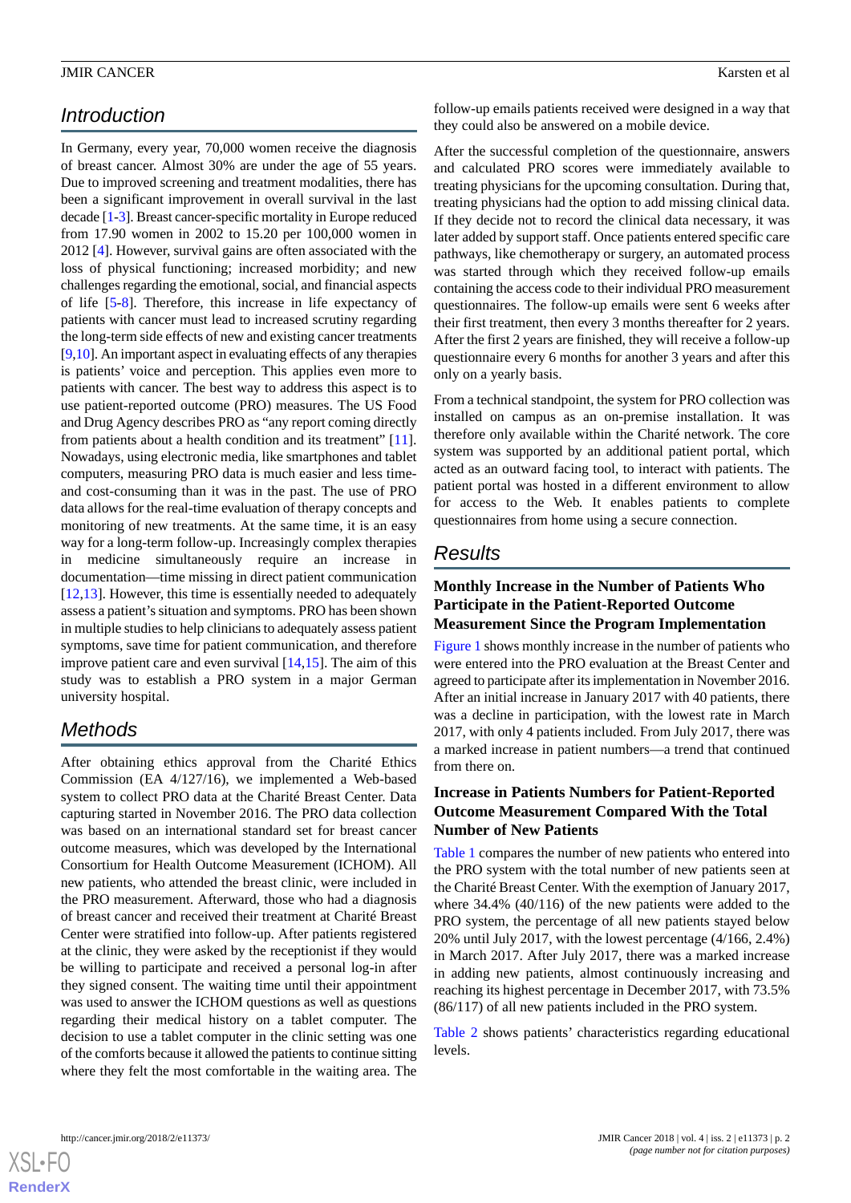## Introduction

In Germany, every year, 70,000 women receive the diagnosis of breast cancer. Almost 30% are under the age of 55 years. Due to improved screening and treatment modalities, there has been a significant improvement in overall survival in the last decade [1-3]. Breast cancer-specific mortality in Europe reduced from 17.90 women in 2002 to 15.20 per 100,000 women in 2012 [4]. However, survival gains are often associated with the loss of physical functioning; increased morbidity; and new challenges regarding the emotional, social, and financial aspects of life [5-8]. Therefore, this increase in life expectancy of patients with cancer must lead to increased scrutiny regarding the long-term side effects of new and existing cancer treatments [9,10]. An important aspect in evaluating effects of any therapies is patients' voice and perception. This applies even more to patients with cancer. The best way to address this aspect is to use patient-reported outcome (PRO) measures. The US Food and Drug Agency describes PRO as "any report coming directly from patients about a health condition and its treatment" [11]. Nowadays, using electronic media, like smartphones and tablet computers, measuring PRO data is much easier and less time- and cost-consuming than it was in the past. The use of PRO data allows for the real-time evaluation of therapy concepts and monitoring of new treatments. At the same time, it is an easy way for a long-term follow-up. Increasingly complex therapies in medicine simultaneously require an increase in documentation—time missing in direct patient communication [12,13]. However, this time is essentially needed to adequately assess a patient's situation and symptoms. PRO has been shown in multiple studies to help clinicians to adequately assess patient symptoms, save time for patient communication, and therefore improve patient care and even survival [14,15]. The aim of this study was to establish a PRO system in a major German university hospital.

## Methods

After obtaining ethics approval from the Charité Ethics Commission (EA 4/127/16), we implemented a Web-based system to collect PRO data at the Charité Breast Center. Data capturing started in November 2016. The PRO data collection was based on an international standard set for breast cancer outcome measures, which was developed by the International Consortium for Health Outcome Measurement (ICHOM). All new patients, who attended the breast clinic, were included in the PRO measurement. Afterward, those who had a diagnosis of breast cancer and received their treatment at Charité Breast Center were stratified into follow-up. After patients registered at the clinic, they were asked by the receptionist if they would be willing to participate and received a personal log-in after they signed consent. The waiting time until their appointment was used to answer the ICHOM questions as well as questions regarding their medical history on a tablet computer. The decision to use a tablet computer in the clinic setting was one of the comforts because it allowed the patients to continue sitting where they felt the most comfortable in the waiting area. The follow-up emails patients received were designed in a way that they could also be answered on a mobile device.

After the successful completion of the questionnaire, answers and calculated PRO scores were immediately available to treating physicians for the upcoming consultation. During that, treating physicians had the option to add missing clinical data. If they decide not to record the clinical data necessary, it was later added by support staff. Once patients entered specific care pathways, like chemotherapy or surgery, an automated process was started through which they received follow-up emails containing the access code to their individual PRO measurement questionnaires. The follow-up emails were sent 6 weeks after their first treatment, then every 3 months thereafter for 2 years. After the first 2 years are finished, they will receive a follow-up questionnaire every 6 months for another 3 years and after this only on a yearly basis.

From a technical standpoint, the system for PRO collection was installed on campus as an on-premise installation. It was therefore only available within the Charité network. The core system was supported by an additional patient portal, which acted as an outward facing tool, to interact with patients. The patient portal was hosted in a different environment to allow for access to the Web. It enables patients to complete questionnaires from home using a secure connection.

## Results

### Monthly Increase in the Number of Patients Who Participate in the Patient-Reported Outcome Measurement Since the Program Implementation

Figure 1 shows monthly increase in the number of patients who were entered into the PRO evaluation at the Breast Center and agreed to participate after its implementation in November 2016. After an initial increase in January 2017 with 40 patients, there was a decline in participation, with the lowest rate in March 2017, with only 4 patients included. From July 2017, there was a marked increase in patient numbers—a trend that continued from there on.

### Increase in Patients Numbers for Patient-Reported Outcome Measurement Compared With the Total Number of New Patients

Table 1 compares the number of new patients who entered into the PRO system with the total number of new patients seen at the Charité Breast Center. With the exemption of January 2017, where 34.4% (40/116) of the new patients were added to the PRO system, the percentage of all new patients stayed below 20% until July 2017, with the lowest percentage (4/166, 2.4%) in March 2017. After July 2017, there was a marked increase in adding new patients, almost continuously increasing and reaching its highest percentage in December 2017, with 73.5% (86/117) of all new patients included in the PRO system.

Table 2 shows patients' characteristics regarding educational levels.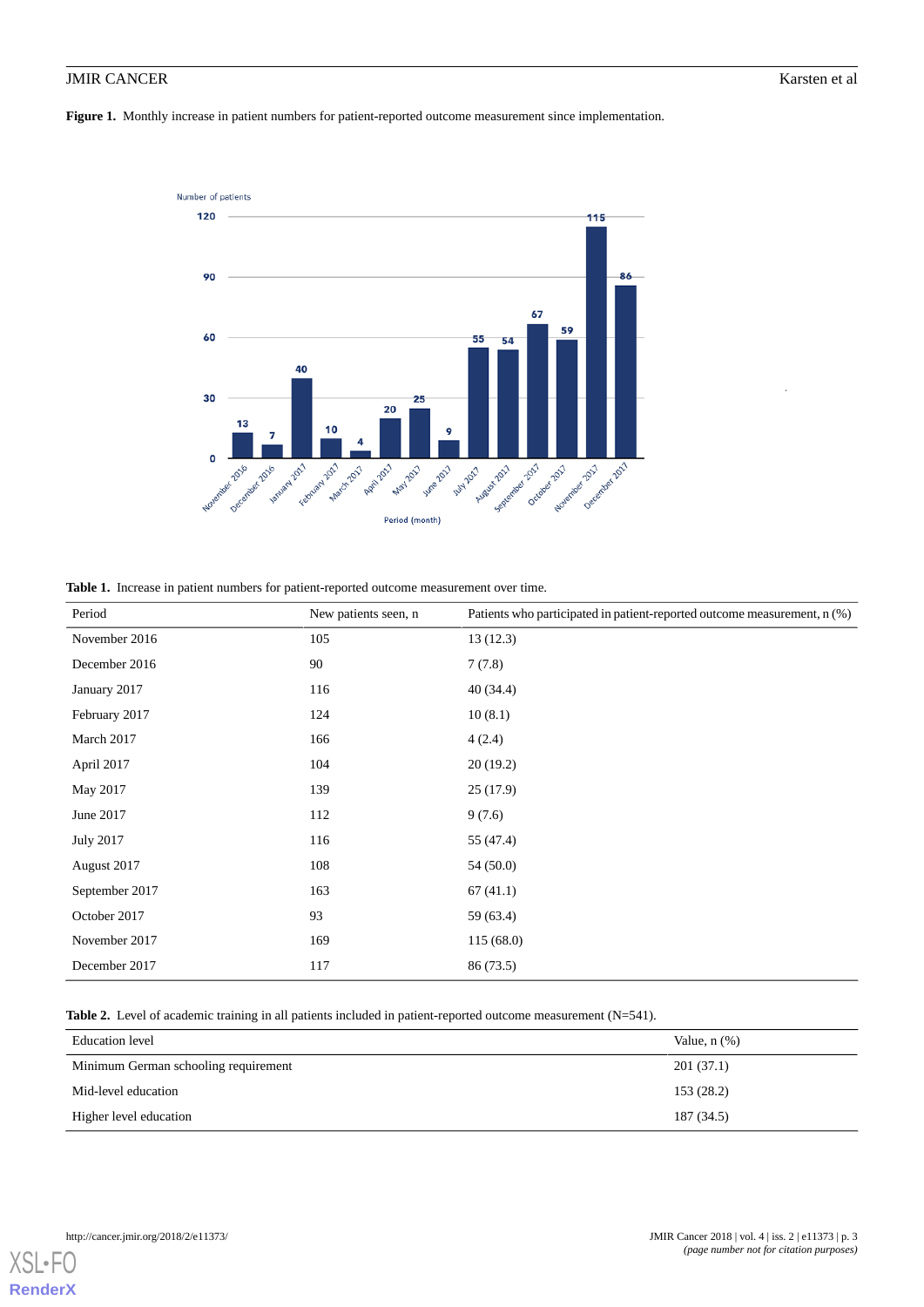**Figure 1.** Monthly increase in patient numbers for patient-reported outcome measurement since implementation.

**Table 1.** Increase in patient numbers for patient-reported outcome measurement over time.

| Period | New patients seen, n | Patients who participated in patient-reported outcome measurement, n (%) |
| --- | --- | --- |
| November 2016 | 105 | 13 (12.3) |
| December 2016 | 90 | 7 (7.8) |
| January 2017 | 116 | 40 (34.4) |
| February 2017 | 124 | 10 (8.1) |
| March 2017 | 166 | 4 (2.4) |
| April 2017 | 104 | 20 (19.2) |
| May 2017 | 139 | 25 (17.9) |
| June 2017 | 112 | 9 (7.6) |
| July 2017 | 116 | 55 (47.4) |
| August 2017 | 108 | 54 (50.0) |
| September 2017 | 163 | 67 (41.1) |
| October 2017 | 93 | 59 (63.4) |
| November 2017 | 169 | 115 (68.0) |
| December 2017 | 117 | 86 (73.5) |

**Table 2.** Level of academic training in all patients included in patient-reported outcome measurement (N=541).

| Education level | Value, n (%) |
| --- | --- |
| Minimum German schooling requirement | 201 (37.1) |
| Mid-level education | 153 (28.2) |
| Higher level education | 187 (34.5) |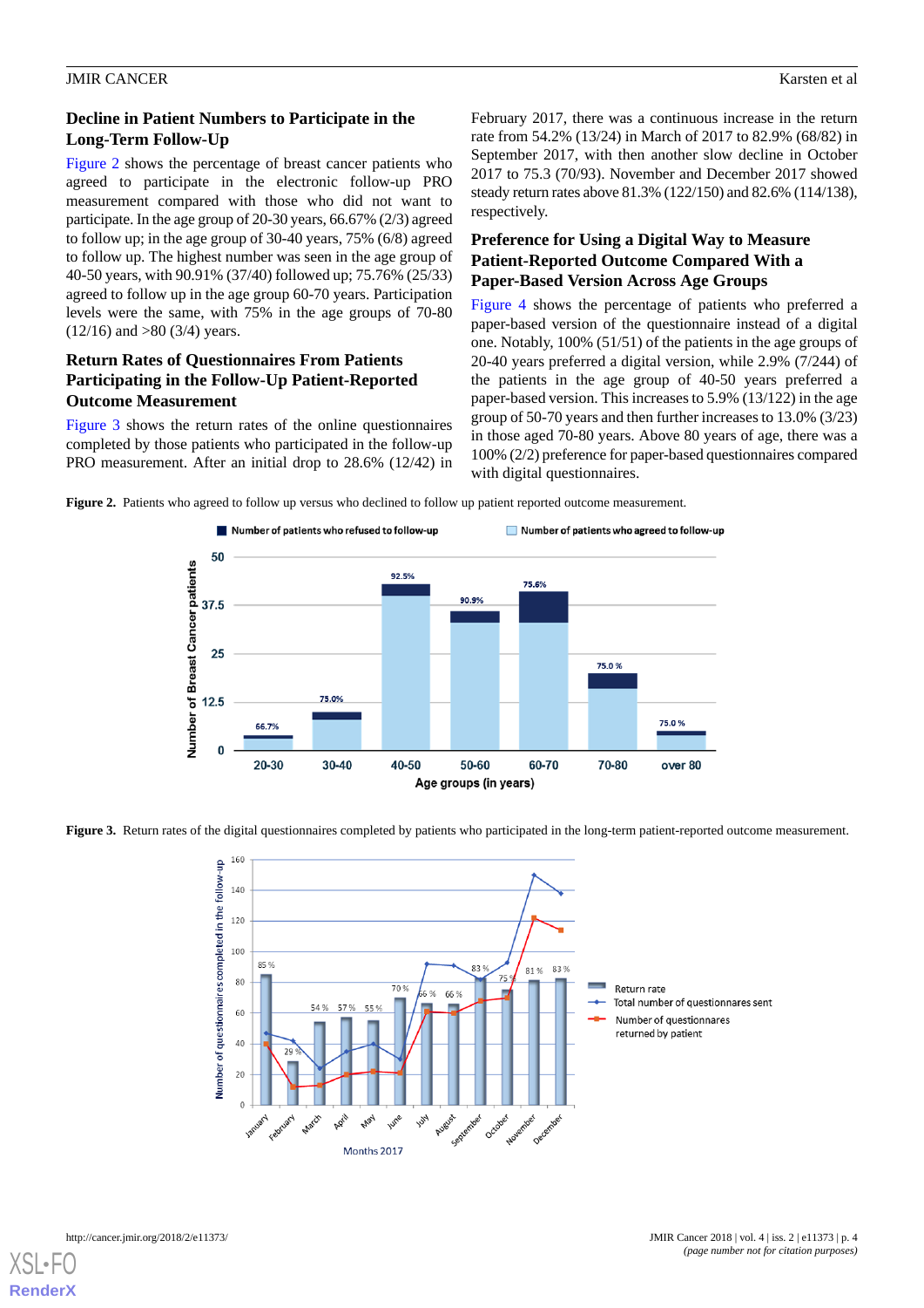### Decline in Patient Numbers to Participate in the Long-Term Follow-Up

Figure 2 shows the percentage of breast cancer patients who agreed to participate in the electronic follow-up PRO measurement compared with those who did not want to participate. In the age group of 20-30 years, 66.67% (2/3) agreed to follow up; in the age group of 30-40 years, 75% (6/8) agreed to follow up. The highest number was seen in the age group of 40-50 years, with 90.91% (37/40) followed up; 75.76% (25/33) agreed to follow up in the age group 60-70 years. Participation levels were the same, with 75% in the age groups of 70-80 (12/16) and >80 (3/4) years.

### Return Rates of Questionnaires From Patients Participating in the Follow-Up Patient-Reported Outcome Measurement

Figure 3 shows the return rates of the online questionnaires completed by those patients who participated in the follow-up PRO measurement. After an initial drop to 28.6% (12/42) in February 2017, there was a continuous increase in the return rate from 54.2% (13/24) in March of 2017 to 82.9% (68/82) in September 2017, with then another slow decline in October 2017 to 75.3 (70/93). November and December 2017 showed steady return rates above 81.3% (122/150) and 82.6% (114/138), respectively.

### Preference for Using a Digital Way to Measure Patient-Reported Outcome Compared With a Paper-Based Version Across Age Groups

Figure 4 shows the percentage of patients who preferred a paper-based version of the questionnaire instead of a digital one. Notably, 100% (51/51) of the patients in the age groups of 20-40 years preferred a digital version, while 2.9% (7/244) of the patients in the age group of 40-50 years preferred a paper-based version. This increases to 5.9% (13/122) in the age group of 50-70 years and then further increases to 13.0% (3/23) in those aged 70-80 years. Above 80 years of age, there was a 100% (2/2) preference for paper-based questionnaires compared with digital questionnaires.

**Figure 2.** Patients who agreed to follow up versus who declined to follow up patient reported outcome measurement.

**Figure 3.** Return rates of the digital questionnaires completed by patients who participated in the long-term patient-reported outcome measurement.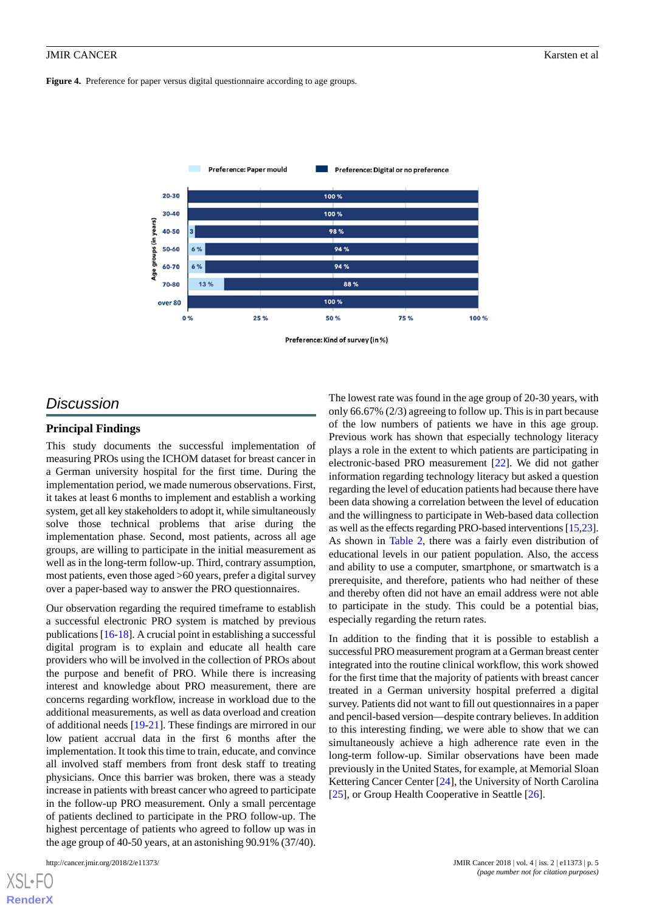**Figure 4.** Preference for paper versus digital questionnaire according to age groups.

## Discussion

### Principal Findings

This study documents the successful implementation of measuring PROs using the ICHOM dataset for breast cancer in a German university hospital for the first time. During the implementation period, we made numerous observations. First, it takes at least 6 months to implement and establish a working system, get all key stakeholders to adopt it, while simultaneously solve those technical problems that arise during the implementation phase. Second, most patients, across all age groups, are willing to participate in the initial measurement as well as in the long-term follow-up. Third, contrary assumption, most patients, even those aged >60 years, prefer a digital survey over a paper-based way to answer the PRO questionnaires.

Our observation regarding the required timeframe to establish a successful electronic PRO system is matched by previous publications [16-18]. A crucial point in establishing a successful digital program is to explain and educate all health care providers who will be involved in the collection of PROs about the purpose and benefit of PRO. While there is increasing interest and knowledge about PRO measurement, there are concerns regarding workflow, increase in workload due to the additional measurements, as well as data overload and creation of additional needs [19-21]. These findings are mirrored in our low patient accrual data in the first 6 months after the implementation. It took this time to train, educate, and convince all involved staff members from front desk staff to treating physicians. Once this barrier was broken, there was a steady increase in patients with breast cancer who agreed to participate in the follow-up PRO measurement. Only a small percentage of patients declined to participate in the PRO follow-up. The highest percentage of patients who agreed to follow up was in the age group of 40-50 years, at an astonishing 90.91% (37/40). The lowest rate was found in the age group of 20-30 years, with only 66.67% (2/3) agreeing to follow up. This is in part because of the low numbers of patients we have in this age group. Previous work has shown that especially technology literacy plays a role in the extent to which patients are participating in electronic-based PRO measurement [22]. We did not gather information regarding technology literacy but asked a question regarding the level of education patients had because there have been data showing a correlation between the level of education and the willingness to participate in Web-based data collection as well as the effects regarding PRO-based interventions [15,23]. As shown in Table 2, there was a fairly even distribution of educational levels in our patient population. Also, the access and ability to use a computer, smartphone, or smartwatch is a prerequisite, and therefore, patients who had neither of these and thereby often did not have an email address were not able to participate in the study. This could be a potential bias, especially regarding the return rates.

In addition to the finding that it is possible to establish a successful PRO measurement program at a German breast center integrated into the routine clinical workflow, this work showed for the first time that the majority of patients with breast cancer treated in a German university hospital preferred a digital survey. Patients did not want to fill out questionnaires in a paper and pencil-based version—despite contrary believes. In addition to this interesting finding, we were able to show that we can simultaneously achieve a high adherence rate even in the long-term follow-up. Similar observations have been made previously in the United States, for example, at Memorial Sloan Kettering Cancer Center [24], the University of North Carolina [25], or Group Health Cooperative in Seattle [26].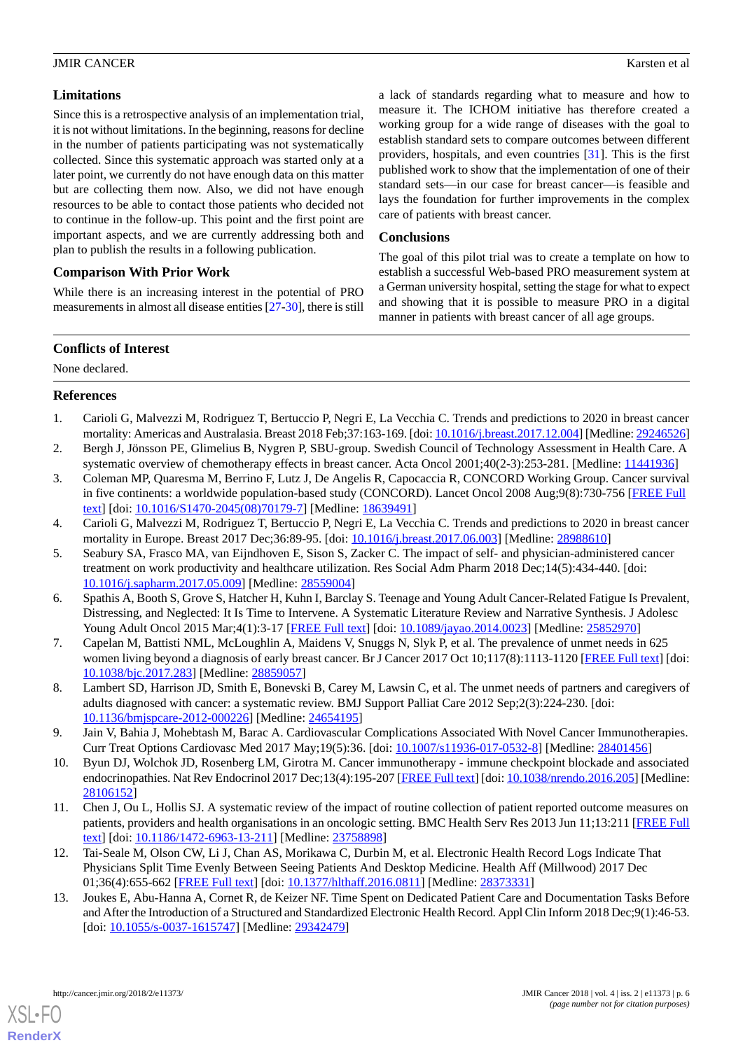### Limitations

Since this is a retrospective analysis of an implementation trial, it is not without limitations. In the beginning, reasons for decline in the number of patients participating was not systematically collected. Since this systematic approach was started only at a later point, we currently do not have enough data on this matter but are collecting them now. Also, we did not have enough resources to be able to contact those patients who decided not to continue in the follow-up. This point and the first point are important aspects, and we are currently addressing both and plan to publish the results in a following publication.

### Comparison With Prior Work

While there is an increasing interest in the potential of PRO measurements in almost all disease entities [27-30], there is still a lack of standards regarding what to measure and how to measure it. The ICHOM initiative has therefore created a working group for a wide range of diseases with the goal to establish standard sets to compare outcomes between different providers, hospitals, and even countries [31]. This is the first published work to show that the implementation of one of their standard sets—in our case for breast cancer—is feasible and lays the foundation for further improvements in the complex care of patients with breast cancer.

### Conclusions

The goal of this pilot trial was to create a template on how to establish a successful Web-based PRO measurement system at a German university hospital, setting the stage for what to expect and showing that it is possible to measure PRO in a digital manner in patients with breast cancer of all age groups.

## Conflicts of Interest

None declared.

## References

1. Carioli G, Malvezzi M, Rodriguez T, Bertuccio P, Negri E, La Vecchia C. Trends and predictions to 2020 in breast cancer mortality: Americas and Australasia. Breast 2018 Feb;37:163-169. [doi: 10.1016/j.breast.2017.12.004] [Medline: 29246526]
2. Bergh J, Jönsson PE, Glimelius B, Nygren P, SBU-group. Swedish Council of Technology Assessment in Health Care. A systematic overview of chemotherapy effects in breast cancer. Acta Oncol 2001;40(2-3):253-281. [Medline: 11441936]
3. Coleman MP, Quaresma M, Berrino F, Lutz J, De Angelis R, Capocaccia R, CONCORD Working Group. Cancer survival in five continents: a worldwide population-based study (CONCORD). Lancet Oncol 2008 Aug;9(8):730-756 [FREE Full text] [doi: 10.1016/S1470-2045(08)70179-7] [Medline: 18639491]
4. Carioli G, Malvezzi M, Rodriguez T, Bertuccio P, Negri E, La Vecchia C. Trends and predictions to 2020 in breast cancer mortality in Europe. Breast 2017 Dec;36:89-95. [doi: 10.1016/j.breast.2017.06.003] [Medline: 28988610]
5. Seabury SA, Frasco MA, van Eijndhoven E, Sison S, Zacker C. The impact of self- and physician-administered cancer treatment on work productivity and healthcare utilization. Res Social Adm Pharm 2018 Dec;14(5):434-440. [doi: 10.1016/j.sapharm.2017.05.009] [Medline: 28559004]
6. Spathis A, Booth S, Grove S, Hatcher H, Kuhn I, Barclay S. Teenage and Young Adult Cancer-Related Fatigue Is Prevalent, Distressing, and Neglected: It Is Time to Intervene. A Systematic Literature Review and Narrative Synthesis. J Adolesc Young Adult Oncol 2015 Mar;4(1):3-17 [FREE Full text] [doi: 10.1089/jayao.2014.0023] [Medline: 25852970]
7. Capelan M, Battisti NML, McLoughlin A, Maidens V, Snuggs N, Slyk P, et al. The prevalence of unmet needs in 625 women living beyond a diagnosis of early breast cancer. Br J Cancer 2017 Oct 10;117(8):1113-1120 [FREE Full text] [doi: 10.1038/bjc.2017.283] [Medline: 28859057]
8. Lambert SD, Harrison JD, Smith E, Bonevski B, Carey M, Lawsin C, et al. The unmet needs of partners and caregivers of adults diagnosed with cancer: a systematic review. BMJ Support Palliat Care 2012 Sep;2(3):224-230. [doi: 10.1136/bmjspcare-2012-000226] [Medline: 24654195]
9. Jain V, Bahia J, Mohebtash M, Barac A. Cardiovascular Complications Associated With Novel Cancer Immunotherapies. Curr Treat Options Cardiovasc Med 2017 May;19(5):36. [doi: 10.1007/s11936-017-0532-8] [Medline: 28401456]
10. Byun DJ, Wolchok JD, Rosenberg LM, Girotra M. Cancer immunotherapy - immune checkpoint blockade and associated endocrinopathies. Nat Rev Endocrinol 2017 Dec;13(4):195-207 [FREE Full text] [doi: 10.1038/nrendo.2016.205] [Medline: 28106152]
11. Chen J, Ou L, Hollis SJ. A systematic review of the impact of routine collection of patient reported outcome measures on patients, providers and health organisations in an oncologic setting. BMC Health Serv Res 2013 Jun 11;13:211 [FREE Full text] [doi: 10.1186/1472-6963-13-211] [Medline: 23758898]
12. Tai-Seale M, Olson CW, Li J, Chan AS, Morikawa C, Durbin M, et al. Electronic Health Record Logs Indicate That Physicians Split Time Evenly Between Seeing Patients And Desktop Medicine. Health Aff (Millwood) 2017 Dec 01;36(4):655-662 [FREE Full text] [doi: 10.1377/hlthaff.2016.0811] [Medline: 28373331]
13. Joukes E, Abu-Hanna A, Cornet R, de Keizer NF. Time Spent on Dedicated Patient Care and Documentation Tasks Before and After the Introduction of a Structured and Standardized Electronic Health Record. Appl Clin Inform 2018 Dec;9(1):46-53. [doi: 10.1055/s-0037-1615747] [Medline: 29342479]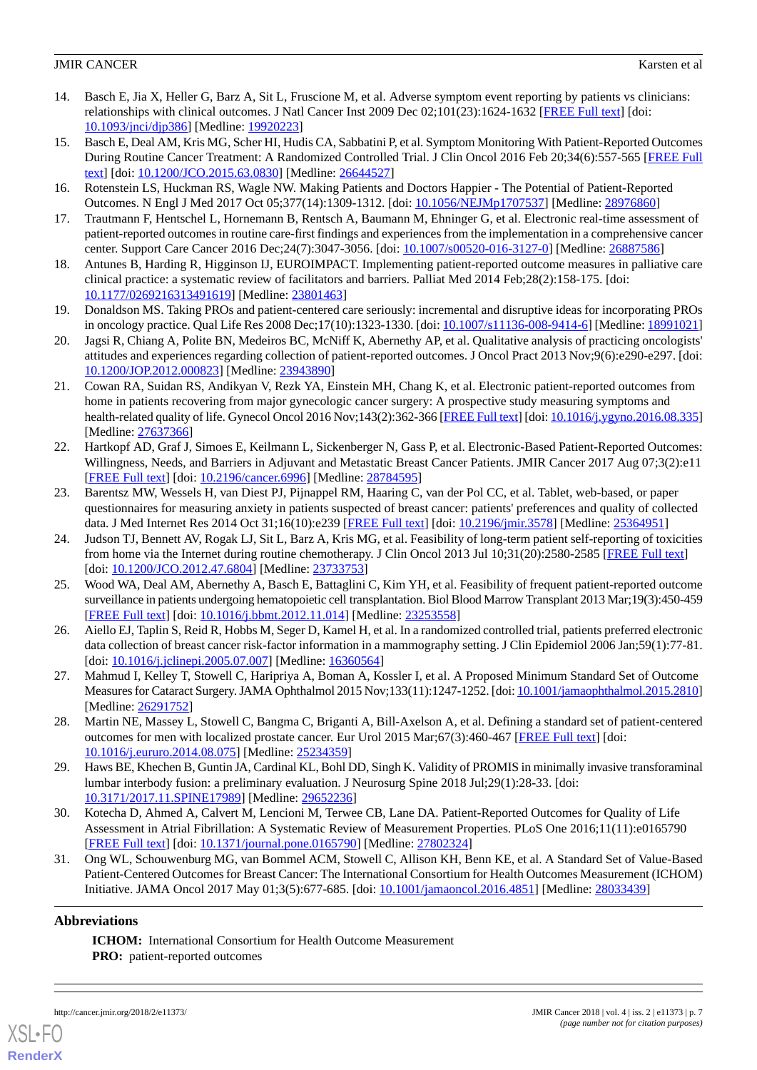14. Basch E, Jia X, Heller G, Barz A, Sit L, Fruscione M, et al. Adverse symptom event reporting by patients vs clinicians: relationships with clinical outcomes. J Natl Cancer Inst 2009 Dec 02;101(23):1624-1632 [FREE Full text] [doi: 10.1093/jnci/djp386] [Medline: 19920223]
15. Basch E, Deal AM, Kris MG, Scher HI, Hudis CA, Sabbatini P, et al. Symptom Monitoring With Patient-Reported Outcomes During Routine Cancer Treatment: A Randomized Controlled Trial. J Clin Oncol 2016 Feb 20;34(6):557-565 [FREE Full text] [doi: 10.1200/JCO.2015.63.0830] [Medline: 26644527]
16. Rotenstein LS, Huckman RS, Wagle NW. Making Patients and Doctors Happier - The Potential of Patient-Reported Outcomes. N Engl J Med 2017 Oct 05;377(14):1309-1312. [doi: 10.1056/NEJMp1707537] [Medline: 28976860]
17. Trautmann F, Hentschel L, Hornemann B, Rentsch A, Baumann M, Ehninger G, et al. Electronic real-time assessment of patient-reported outcomes in routine care-first findings and experiences from the implementation in a comprehensive cancer center. Support Care Cancer 2016 Dec;24(7):3047-3056. [doi: 10.1007/s00520-016-3127-0] [Medline: 26887586]
18. Antunes B, Harding R, Higginson IJ, EUROIMPACT. Implementing patient-reported outcome measures in palliative care clinical practice: a systematic review of facilitators and barriers. Palliat Med 2014 Feb;28(2):158-175. [doi: 10.1177/0269216313491619] [Medline: 23801463]
19. Donaldson MS. Taking PROs and patient-centered care seriously: incremental and disruptive ideas for incorporating PROs in oncology practice. Qual Life Res 2008 Dec;17(10):1323-1330. [doi: 10.1007/s11136-008-9414-6] [Medline: 18991021]
20. Jagsi R, Chiang A, Polite BN, Medeiros BC, McNiff K, Abernethy AP, et al. Qualitative analysis of practicing oncologists' attitudes and experiences regarding collection of patient-reported outcomes. J Oncol Pract 2013 Nov;9(6):e290-e297. [doi: 10.1200/JOP.2012.000823] [Medline: 23943890]
21. Cowan RA, Suidan RS, Andikyan V, Rezk YA, Einstein MH, Chang K, et al. Electronic patient-reported outcomes from home in patients recovering from major gynecologic cancer surgery: A prospective study measuring symptoms and health-related quality of life. Gynecol Oncol 2016 Nov;143(2):362-366 [FREE Full text] [doi: 10.1016/j.ygyno.2016.08.335] [Medline: 27637366]
22. Hartkopf AD, Graf J, Simoes E, Keilmann L, Sickenberger N, Gass P, et al. Electronic-Based Patient-Reported Outcomes: Willingness, Needs, and Barriers in Adjuvant and Metastatic Breast Cancer Patients. JMIR Cancer 2017 Aug 07;3(2):e11 [FREE Full text] [doi: 10.2196/cancer.6996] [Medline: 28784595]
23. Barentsz MW, Wessels H, van Diest PJ, Pijnappel RM, Haaring C, van der Pol CC, et al. Tablet, web-based, or paper questionnaires for measuring anxiety in patients suspected of breast cancer: patients' preferences and quality of collected data. J Med Internet Res 2014 Oct 31;16(10):e239 [FREE Full text] [doi: 10.2196/jmir.3578] [Medline: 25364951]
24. Judson TJ, Bennett AV, Rogak LJ, Sit L, Barz A, Kris MG, et al. Feasibility of long-term patient self-reporting of toxicities from home via the Internet during routine chemotherapy. J Clin Oncol 2013 Jul 10;31(20):2580-2585 [FREE Full text] [doi: 10.1200/JCO.2012.47.6804] [Medline: 23733753]
25. Wood WA, Deal AM, Abernethy A, Basch E, Battaglini C, Kim YH, et al. Feasibility of frequent patient-reported outcome surveillance in patients undergoing hematopoietic cell transplantation. Biol Blood Marrow Transplant 2013 Mar;19(3):450-459 [FREE Full text] [doi: 10.1016/j.bbmt.2012.11.014] [Medline: 23253558]
26. Aiello EJ, Taplin S, Reid R, Hobbs M, Seger D, Kamel H, et al. In a randomized controlled trial, patients preferred electronic data collection of breast cancer risk-factor information in a mammography setting. J Clin Epidemiol 2006 Jan;59(1):77-81. [doi: 10.1016/j.jclinepi.2005.07.007] [Medline: 16360564]
27. Mahmud I, Kelley T, Stowell C, Haripriya A, Boman A, Kossler I, et al. A Proposed Minimum Standard Set of Outcome Measures for Cataract Surgery. JAMA Ophthalmol 2015 Nov;133(11):1247-1252. [doi: 10.1001/jamaophthalmol.2015.2810] [Medline: 26291752]
28. Martin NE, Massey L, Stowell C, Bangma C, Briganti A, Bill-Axelson A, et al. Defining a standard set of patient-centered outcomes for men with localized prostate cancer. Eur Urol 2015 Mar;67(3):460-467 [FREE Full text] [doi: 10.1016/j.eururo.2014.08.075] [Medline: 25234359]
29. Haws BE, Khechen B, Guntin JA, Cardinal KL, Bohl DD, Singh K. Validity of PROMIS in minimally invasive transforaminal lumbar interbody fusion: a preliminary evaluation. J Neurosurg Spine 2018 Jul;29(1):28-33. [doi: 10.3171/2017.11.SPINE17989] [Medline: 29652236]
30. Kotecha D, Ahmed A, Calvert M, Lencioni M, Terwee CB, Lane DA. Patient-Reported Outcomes for Quality of Life Assessment in Atrial Fibrillation: A Systematic Review of Measurement Properties. PLoS One 2016;11(11):e0165790 [FREE Full text] [doi: 10.1371/journal.pone.0165790] [Medline: 27802324]
31. Ong WL, Schouwenburg MG, van Bommel ACM, Stowell C, Allison KH, Benn KE, et al. A Standard Set of Value-Based Patient-Centered Outcomes for Breast Cancer: The International Consortium for Health Outcomes Measurement (ICHOM) Initiative. JAMA Oncol 2017 May 01;3(5):677-685. [doi: 10.1001/jamaoncol.2016.4851] [Medline: 28033439]

## Abbreviations

**ICHOM:** International Consortium for Health Outcome Measurement
**PRO:** patient-reported outcomes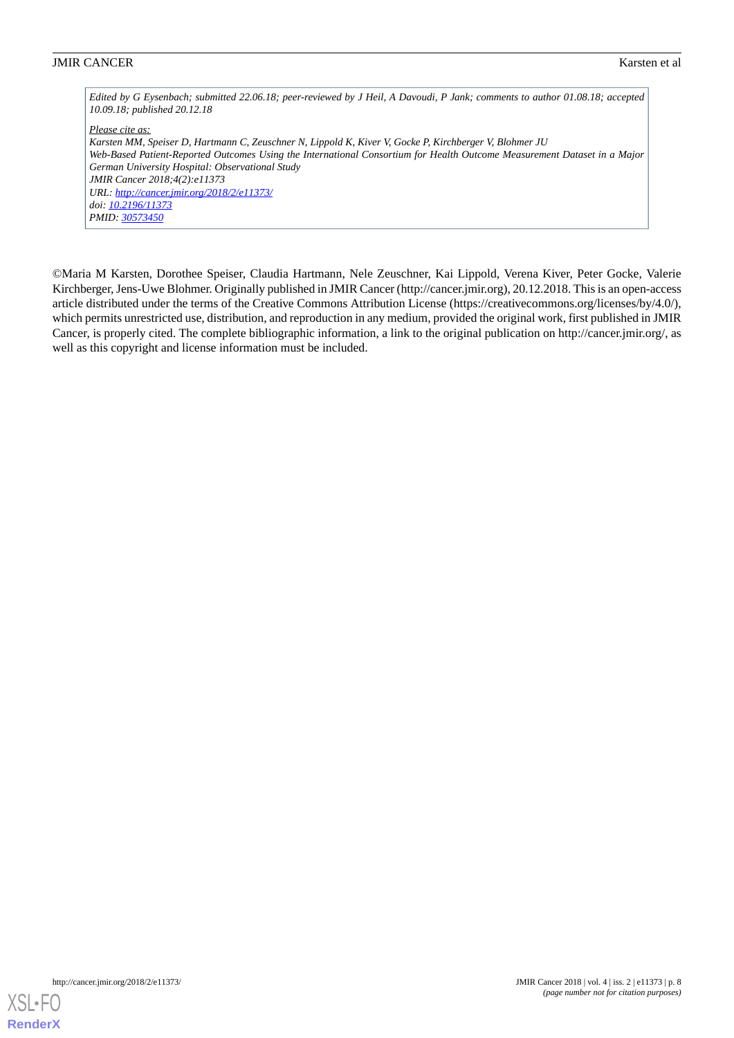*Edited by G Eysenbach; submitted 22.06.18; peer-reviewed by J Heil, A Davoudi, P Jank; comments to author 01.08.18; accepted 10.09.18; published 20.12.18*

*Please cite as:*
*Karsten MM, Speiser D, Hartmann C, Zeuschner N, Lippold K, Kiver V, Gocke P, Kirchberger V, Blohmer JU*
*Web-Based Patient-Reported Outcomes Using the International Consortium for Health Outcome Measurement Dataset in a Major German University Hospital: Observational Study*
*JMIR Cancer 2018;4(2):e11373*
*URL: http://cancer.jmir.org/2018/2/e11373/*
*doi: 10.2196/11373*
*PMID: 30573450*

©Maria M Karsten, Dorothee Speiser, Claudia Hartmann, Nele Zeuschner, Kai Lippold, Verena Kiver, Peter Gocke, Valerie Kirchberger, Jens-Uwe Blohmer. Originally published in JMIR Cancer (http://cancer.jmir.org), 20.12.2018. This is an open-access article distributed under the terms of the Creative Commons Attribution License (https://creativecommons.org/licenses/by/4.0/), which permits unrestricted use, distribution, and reproduction in any medium, provided the original work, first published in JMIR Cancer, is properly cited. The complete bibliographic information, a link to the original publication on http://cancer.jmir.org/, as well as this copyright and license information must be included.